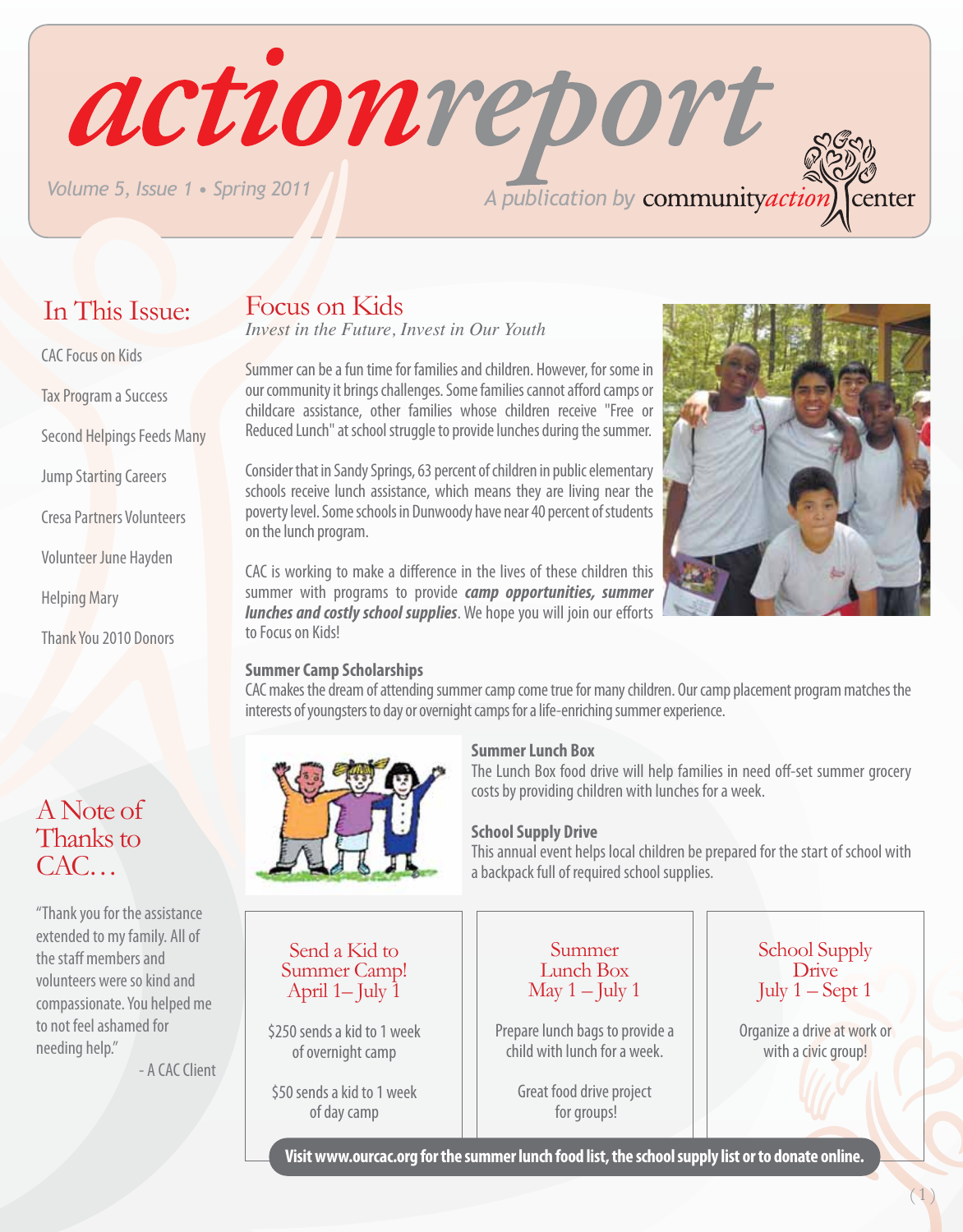# actionreport

Volume 5, Issue 1 • Spring 2011

A publication by communityaction center

## In This Issue:

- CAC Focus on Kids
- Tax Program a Success
- Second Helpings Feeds Many
- Jump Starting Careers
- Cresa Partners Volunteers
- Volunteer June Hayden
- Helping Mary
- Thank You 2010 Donors

## Focus on Kids

*Invest in the Future, Invest in Our Youth*

Summer can be a fun time for families and children. However, for some in our community it brings challenges. Some families cannot afford camps or childcare assistance, other families whose children receive "Free or Reduced Lunch" at school struggle to provide lunches during the summer.

Consider that in Sandy Springs, 63 percent of children in public elementary schools receive lunch assistance, which means they are living near the poverty level. Some schools in Dunwoody have near 40 percent of students on the lunch program.

CAC is working to make a difference in the lives of these children this summer with programs to provide ***camp opportunities, summer lunches and costly school supplies***. We hope you will join our efforts to Focus on Kids!

**Summer Camp Scholarships**
CAC makes the dream of attending summer camp come true for many children. Our camp placement program matches the interests of youngsters to day or overnight camps for a life-enriching summer experience.

**Summer Lunch Box**
The Lunch Box food drive will help families in need off-set summer grocery costs by providing children with lunches for a week.

**School Supply Drive**
This annual event helps local children be prepared for the start of school with a backpack full of required school supplies.

### Send a Kid to Summer Camp! April 1– July 1

$250 sends a kid to 1 week of overnight camp

$50 sends a kid to 1 week of day camp

### Summer Lunch Box May 1 – July 1

Prepare lunch bags to provide a child with lunch for a week.

Great food drive project for groups!

### School Supply Drive July 1 – Sept 1

Organize a drive at work or with a civic group!

**Visit www.ourcac.org for the summer lunch food list, the school supply list or to donate online.**

## A Note of Thanks to CAC…

"Thank you for the assistance extended to my family. All of the staff members and volunteers were so kind and compassionate. You helped me to not feel ashamed for needing help."

- A CAC Client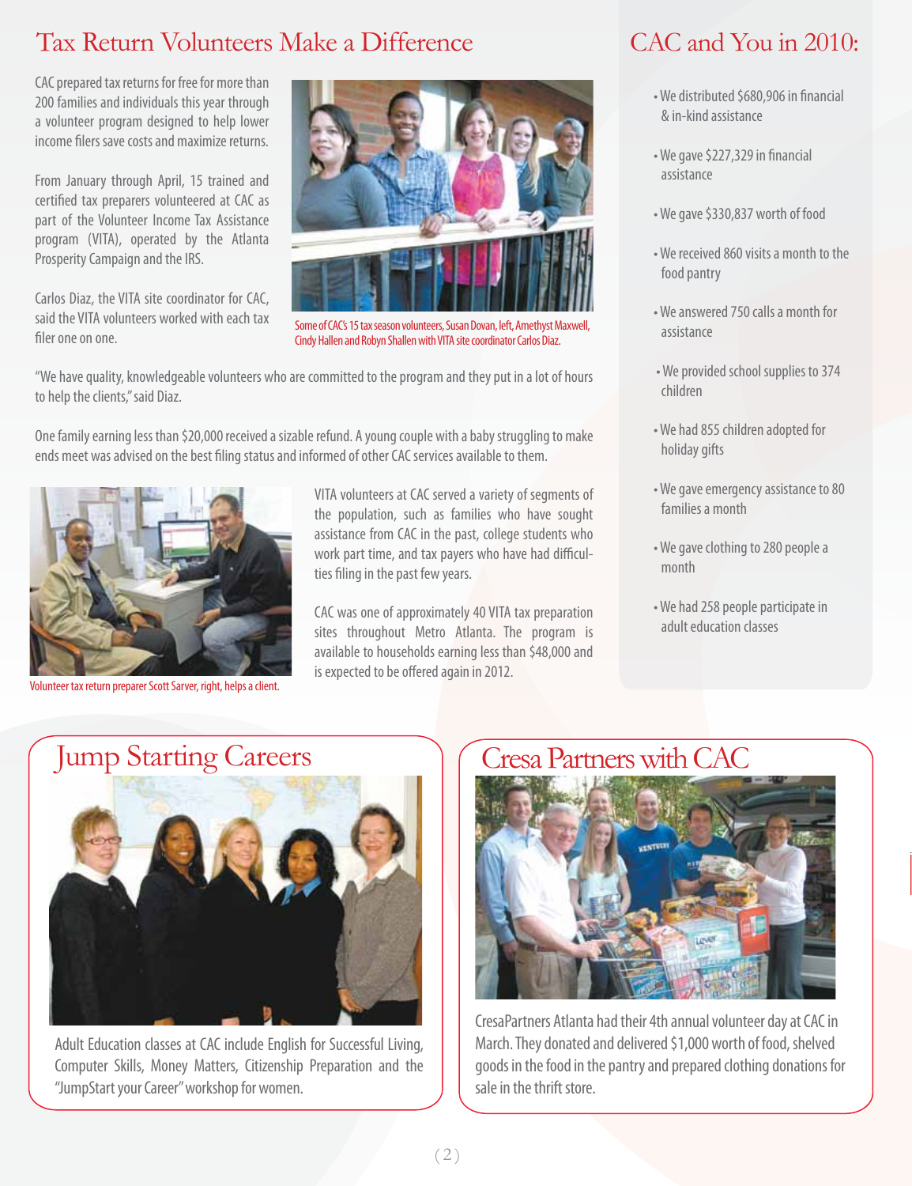## Tax Return Volunteers Make a Difference

CAC prepared tax returns for free for more than 200 families and individuals this year through a volunteer program designed to help lower income filers save costs and maximize returns.

From January through April, 15 trained and certified tax preparers volunteered at CAC as part of the Volunteer Income Tax Assistance program (VITA), operated by the Atlanta Prosperity Campaign and the IRS.

Carlos Diaz, the VITA site coordinator for CAC, said the VITA volunteers worked with each tax filer one on one.

Some of CAC's 15 tax season volunteers, Susan Dovan, left, Amethyst Maxwell, Cindy Hallen and Robyn Shallen with VITA site coordinator Carlos Diaz.

"We have quality, knowledgeable volunteers who are committed to the program and they put in a lot of hours to help the clients," said Diaz.

One family earning less than $20,000 received a sizable refund. A young couple with a baby struggling to make ends meet was advised on the best filing status and informed of other CAC services available to them.

Volunteer tax return preparer Scott Sarver, right, helps a client.

VITA volunteers at CAC served a variety of segments of the population, such as families who have sought assistance from CAC in the past, college students who work part time, and tax payers who have had difficulties filing in the past few years.

CAC was one of approximately 40 VITA tax preparation sites throughout Metro Atlanta. The program is available to households earning less than $48,000 and is expected to be offered again in 2012.

## CAC and You in 2010:

- We distributed $680,906 in financial & in-kind assistance
- We gave $227,329 in financial assistance
- We gave $330,837 worth of food
- We received 860 visits a month to the food pantry
- We answered 750 calls a month for assistance
- We provided school supplies to 374 children
- We had 855 children adopted for holiday gifts
- We gave emergency assistance to 80 families a month
- We gave clothing to 280 people a month
- We had 258 people participate in adult education classes

## Jump Starting Careers

Adult Education classes at CAC include English for Successful Living, Computer Skills, Money Matters, Citizenship Preparation and the "JumpStart your Career" workshop for women.

## Cresa Partners with CAC

CresaPartners Atlanta had their 4th annual volunteer day at CAC in March. They donated and delivered $1,000 worth of food, shelved goods in the food in the pantry and prepared clothing donations for sale in the thrift store.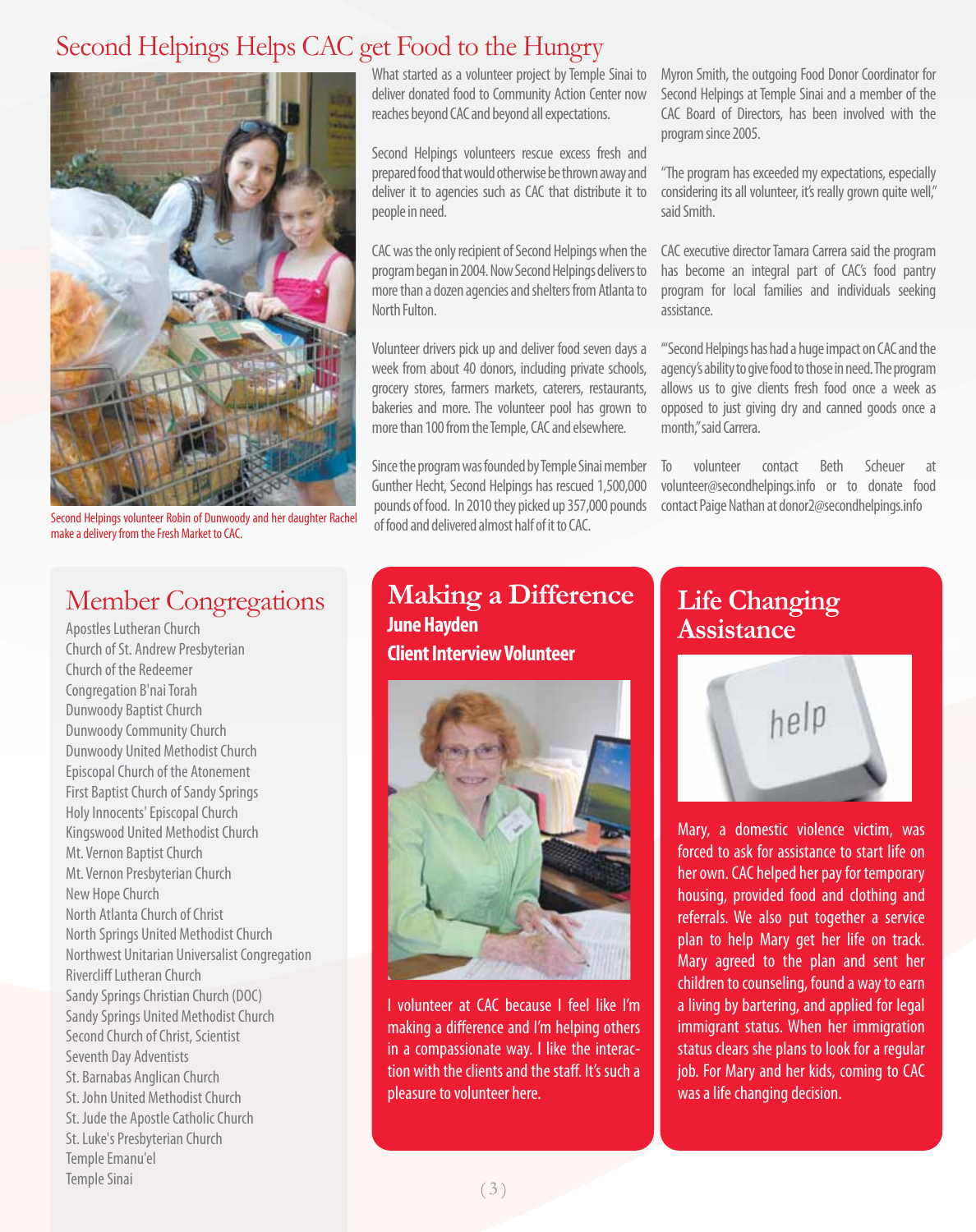# Second Helpings Helps CAC get Food to the Hungry

Second Helpings volunteer Robin of Dunwoody and her daughter Rachel make a delivery from the Fresh Market to CAC.

What started as a volunteer project by Temple Sinai to deliver donated food to Community Action Center now reaches beyond CAC and beyond all expectations.

Second Helpings volunteers rescue excess fresh and prepared food that would otherwise be thrown away and deliver it to agencies such as CAC that distribute it to people in need.

CAC was the only recipient of Second Helpings when the program began in 2004. Now Second Helpings delivers to more than a dozen agencies and shelters from Atlanta to North Fulton.

Volunteer drivers pick up and deliver food seven days a week from about 40 donors, including private schools, grocery stores, farmers markets, caterers, restaurants, bakeries and more. The volunteer pool has grown to more than 100 from the Temple, CAC and elsewhere.

Since the program was founded by Temple Sinai member Gunther Hecht, Second Helpings has rescued 1,500,000 pounds of food. In 2010 they picked up 357,000 pounds of food and delivered almost half of it to CAC.

Myron Smith, the outgoing Food Donor Coordinator for Second Helpings at Temple Sinai and a member of the CAC Board of Directors, has been involved with the program since 2005.

"The program has exceeded my expectations, especially considering its all volunteer, it's really grown quite well," said Smith.

CAC executive director Tamara Carrera said the program has become an integral part of CAC's food pantry program for local families and individuals seeking assistance.

"'Second Helpings has had a huge impact on CAC and the agency's ability to give food to those in need. The program allows us to give clients fresh food once a week as opposed to just giving dry and canned goods once a month," said Carrera.

To volunteer contact Beth Scheuer at volunteer@secondhelpings.info or to donate food contact Paige Nathan at donor2@secondhelpings.info

## Member Congregations

Apostles Lutheran Church
Church of St. Andrew Presbyterian
Church of the Redeemer
Congregation B'nai Torah
Dunwoody Baptist Church
Dunwoody Community Church
Dunwoody United Methodist Church
Episcopal Church of the Atonement
First Baptist Church of Sandy Springs
Holy Innocents' Episcopal Church
Kingswood United Methodist Church
Mt. Vernon Baptist Church
Mt. Vernon Presbyterian Church
New Hope Church
North Atlanta Church of Christ
North Springs United Methodist Church
Northwest Unitarian Universalist Congregation
Rivercliff Lutheran Church
Sandy Springs Christian Church (DOC)
Sandy Springs United Methodist Church
Second Church of Christ, Scientist
Seventh Day Adventists
St. Barnabas Anglican Church
St. John United Methodist Church
St. Jude the Apostle Catholic Church
St. Luke's Presbyterian Church
Temple Emanu'el
Temple Sinai

## Making a Difference

**June Hayden**
**Client Interview Volunteer**

I volunteer at CAC because I feel like I'm making a difference and I'm helping others in a compassionate way. I like the interaction with the clients and the staff. It's such a pleasure to volunteer here.

## Life Changing Assistance

Mary, a domestic violence victim, was forced to ask for assistance to start life on her own. CAC helped her pay for temporary housing, provided food and clothing and referrals. We also put together a service plan to help Mary get her life on track. Mary agreed to the plan and sent her children to counseling, found a way to earn a living by bartering, and applied for legal immigrant status. When her immigration status clears she plans to look for a regular job. For Mary and her kids, coming to CAC was a life changing decision.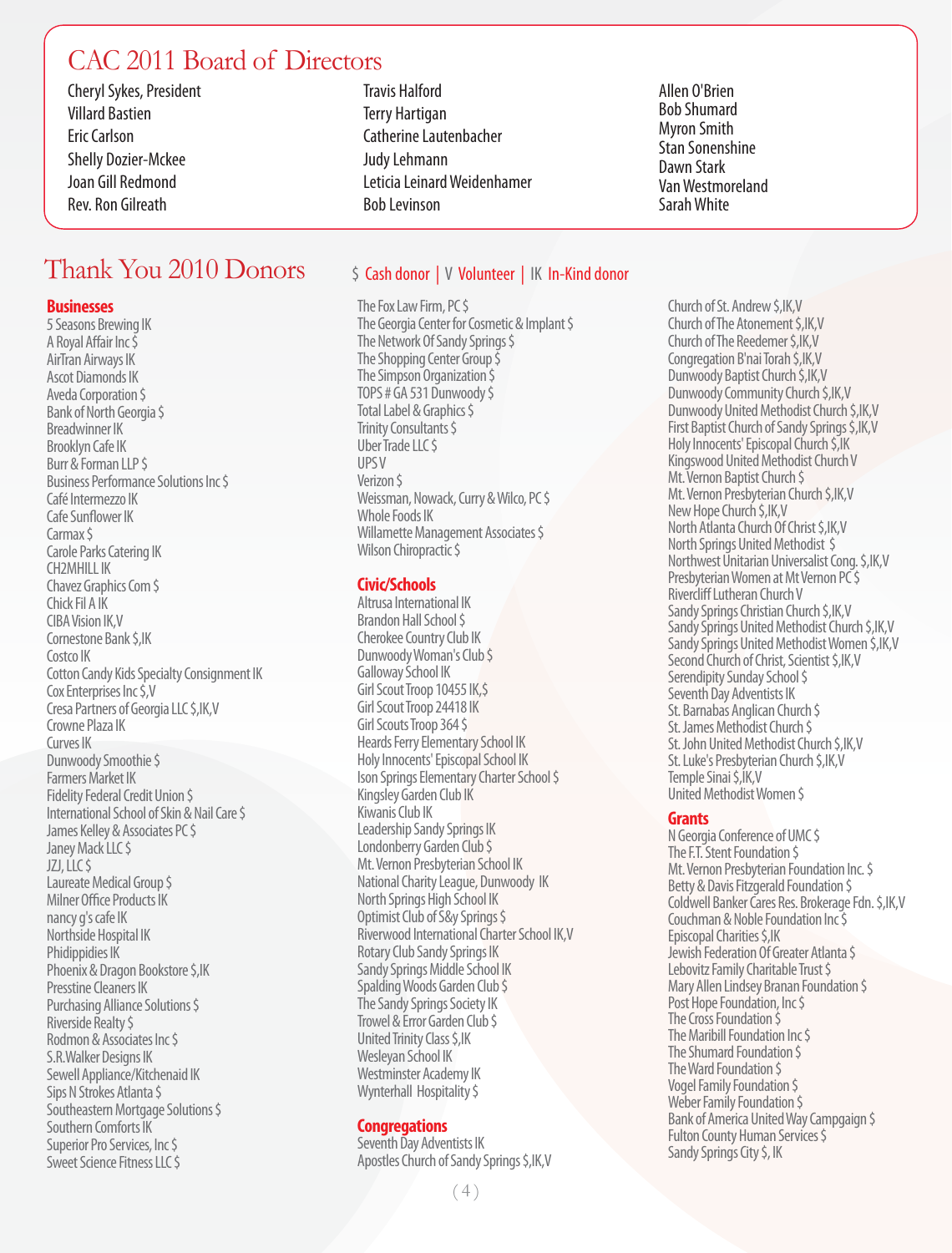# CAC 2011 Board of Directors

Cheryl Sykes, President
Villard Bastien
Eric Carlson
Shelly Dozier-Mckee
Joan Gill Redmond
Rev. Ron Gilreath
Travis Halford
Terry Hartigan
Catherine Lautenbacher
Judy Lehmann
Leticia Leinard Weidenhamer
Bob Levinson
Allen O'Brien
Bob Shumard
Myron Smith
Stan Sonenshine
Dawn Stark
Van Westmoreland
Sarah White

# Thank You 2010 Donors

$ Cash donor | V Volunteer | IK In-Kind donor

## Businesses

5 Seasons Brewing IK
A Royal Affair Inc $
AirTran Airways IK
Ascot Diamonds IK
Aveda Corporation $
Bank of North Georgia $
Breadwinner IK
Brooklyn Cafe IK
Burr & Forman LLP $
Business Performance Solutions Inc $
Café Intermezzo IK
Cafe Sunflower IK
Carmax $
Carole Parks Catering IK
CH2MHILL IK
Chavez Graphics Com $
Chick Fil A IK
CIBA Vision IK,V
Cornestone Bank $,IK
Costco IK
Cotton Candy Kids Specialty Consignment IK
Cox Enterprises Inc $,V
Cresa Partners of Georgia LLC $,IK,V
Crowne Plaza IK
Curves IK
Dunwoody Smoothie $
Farmers Market IK
Fidelity Federal Credit Union $
International School of Skin & Nail Care $
James Kelley & Associates PC $
Janey Mack LLC $
JZJ, LLC $
Laureate Medical Group $
Milner Office Products IK
nancy g's cafe IK
Northside Hospital IK
Phidippides IK
Phoenix & Dragon Bookstore $,IK
Presstine Cleaners IK
Purchasing Alliance Solutions $
Riverside Realty $
Rodmon & Associates Inc $
S.R.Walker Designs IK
Sewell Appliance/Kitchenaid IK
Sips N Strokes Atlanta $
Southeastern Mortgage Solutions $
Southern Comforts IK
Superior Pro Services, Inc $
Sweet Science Fitness LLC $
The Fox Law Firm, PC $
The Georgia Center for Cosmetic & Implant $
The Network Of Sandy Springs $
The Shopping Center Group $
The Simpson Organization $
TOPS # GA 531 Dunwoody $
Total Label & Graphics $
Trinity Consultants $
Uber Trade LLC $
UPS V
Verizon $
Weissman, Nowack, Curry & Wilco, PC $
Whole Foods IK
Willamette Management Associates $
Wilson Chiropractic $

## Civic/Schools

Altrusa International IK
Brandon Hall School $
Cherokee Country Club IK
Dunwoody Woman's Club $
Galloway School IK
Girl Scout Troop 10455 IK,$
Girl Scout Troop 24418 IK
Girl Scouts Troop 364 $
Heards Ferry Elementary School IK
Holy Innocents' Episcopal School IK
Ison Springs Elementary Charter School $
Kingsley Garden Club IK
Kiwanis Club IK
Leadership Sandy Springs IK
Londonberry Garden Club $
Mt. Vernon Presbyterian School IK
National Charity League, Dunwoody IK
North Springs High School IK
Optimist Club of S&y Springs $
Riverwood International Charter School IK,V
Rotary Club Sandy Springs IK
Sandy Springs Middle School IK
Spalding Woods Garden Club $
The Sandy Springs Society IK
Trowel & Error Garden Club $
United Trinity Class $,IK
Wesleyan School IK
Westminster Academy IK
Wynterhall Hospitality $

## Congregations

Seventh Day Adventists IK
Apostles Church of Sandy Springs $,IK,V
Church of St. Andrew $,IK,V
Church of The Atonement $,IK,V
Church of The Reedemer $,IK,V
Congregation B'nai Torah $,IK,V
Dunwoody Baptist Church $,IK,V
Dunwoody Community Church $,IK,V
Dunwoody United Methodist Church $,IK,V
First Baptist Church of Sandy Springs $,IK,V
Holy Innocents' Episcopal Church $,IK
Kingswood United Methodist Church V
Mt. Vernon Baptist Church $
Mt. Vernon Presbyterian Church $,IK,V
New Hope Church $,IK,V
North Atlanta Church Of Christ $,IK,V
North Springs United Methodist $
Northwest Unitarian Universalist Cong. $,IK,V
Presbyterian Women at Mt Vernon PC $
Rivercliff Lutheran Church V
Sandy Springs Christian Church $,IK,V
Sandy Springs United Methodist Church $,IK,V
Sandy Springs United Methodist Women $,IK,V
Second Church of Christ, Scientist $,IK,V
Serendipity Sunday School $
Seventh Day Adventists IK
St. Barnabas Anglican Church $
St. James Methodist Church $
St. John United Methodist Church $,IK,V
St. Luke's Presbyterian Church $,IK,V
Temple Sinai $,IK,V
United Methodist Women $

## Grants

N Georgia Conference of UMC $
The F.T. Stent Foundation $
Mt. Vernon Presbyterian Foundation Inc. $
Betty & Davis Fitzgerald Foundation $
Coldwell Banker Cares Res. Brokerage Fdn. $,IK,V
Couchman & Noble Foundation Inc $
Episcopal Charities $,IK
Jewish Federation Of Greater Atlanta $
Lebovitz Family Charitable Trust $
Mary Allen Lindsey Branan Foundation $
Post Hope Foundation, Inc $
The Cross Foundation $
The Maribill Foundation Inc $
The Shumard Foundation $
The Ward Foundation $
Vogel Family Foundation $
Weber Family Foundation $
Bank of America United Way Campgaign $
Fulton County Human Services $
Sandy Springs City $, IK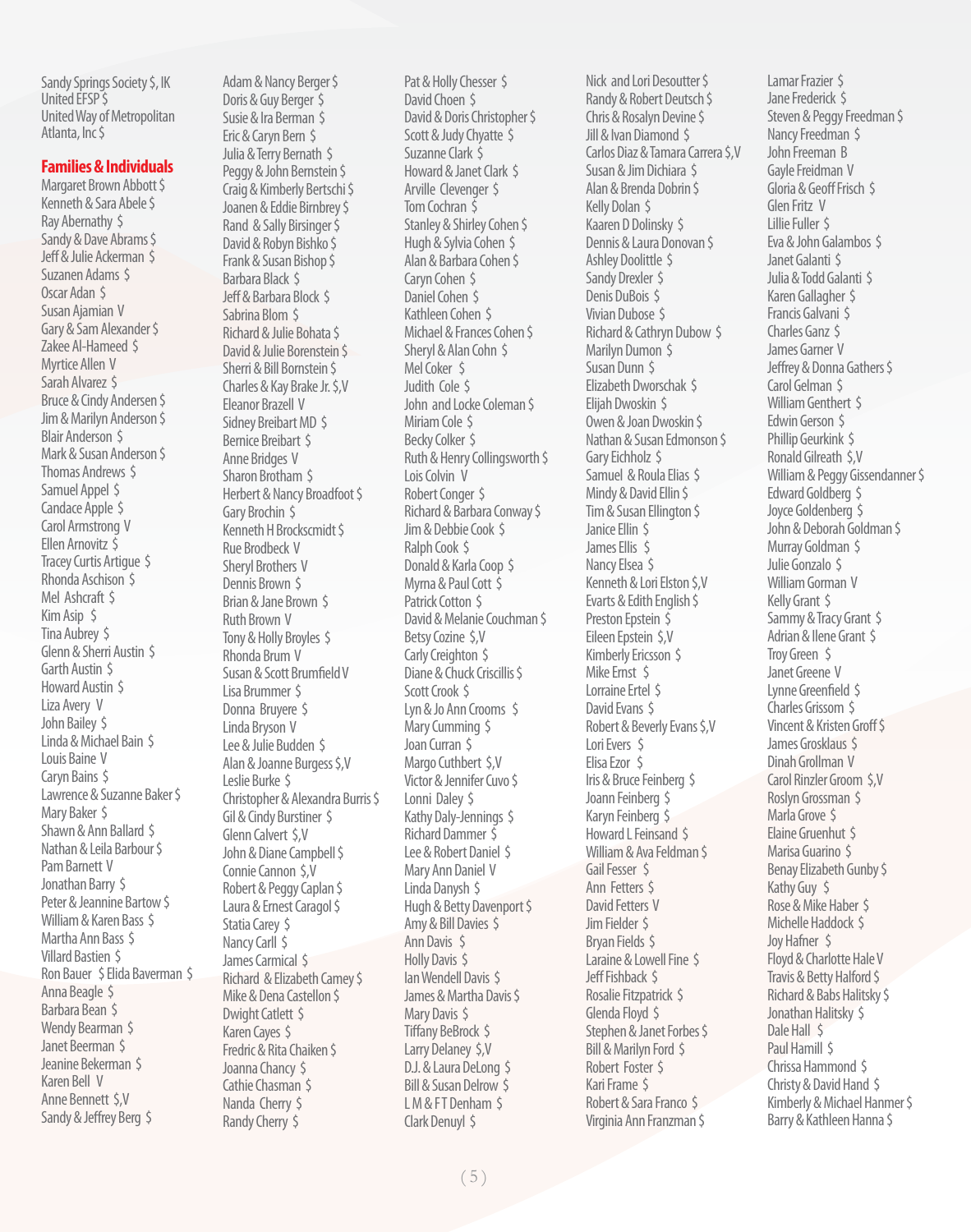Sandy Springs Society $, IK
United EFSP $
United Way of Metropolitan Atlanta, Inc $

## Families & Individuals

Margaret Brown Abbott $
Kenneth & Sara Abele $
Ray Abernathy $
Sandy & Dave Abrams $
Jeff & Julie Ackerman $
Suzanen Adams $
Oscar Adan $
Susan Ajamian V
Gary & Sam Alexander $
Zakee Al-Hameed $
Myrtice Allen V
Sarah Alvarez $
Bruce & Cindy Andersen $
Jim & Marilyn Anderson $
Blair Anderson $
Mark & Susan Anderson $
Thomas Andrews $
Samuel Appel $
Candace Apple $
Carol Armstrong V
Ellen Arnovitz $
Tracey Curtis Artigue $
Rhonda Aschison $
Mel Ashcraft $
Kim Asip $
Tina Aubrey $
Glenn & Sherri Austin $
Garth Austin $
Howard Austin $
Liza Avery V
John Bailey $
Linda & Michael Bain $
Louis Baine V
Caryn Bains $
Lawrence & Suzanne Baker $
Mary Baker $
Shawn & Ann Ballard $
Nathan & Leila Barbour $
Pam Barnett V
Jonathan Barry $
Peter & Jeannine Bartow $
William & Karen Bass $
Martha Ann Bass $
Villard Bastien $
Ron Bauer $ Elida Baverman $
Anna Beagle $
Barbara Bean $
Wendy Bearman $
Janet Beerman $
Jeanine Bekerman $
Karen Bell V
Anne Bennett $,V
Sandy & Jeffrey Berg $
Adam & Nancy Berger $
Doris & Guy Berger $
Susie & Ira Berman $
Eric & Caryn Bern $
Julia & Terry Bernath $
Peggy & John Bernstein $
Craig & Kimberly Bertschi $
Joanen & Eddie Birnbrey $
Rand & Sally Birsinger $
David & Robyn Bishko $
Frank & Susan Bishop $
Barbara Black $
Jeff & Barbara Block $
Sabrina Blom $
Richard & Julie Bohata $
David & Julie Borenstein $
Sherri & Bill Bornstein $
Charles & Kay Brake Jr. $,V
Eleanor Brazell V
Sidney Breibart MD $
Bernice Breibart $
Anne Bridges V
Sharon Brotham $
Herbert & Nancy Broadfoot $
Gary Brochin $
Kenneth H Brockscmidt $
Rue Brodbeck V
Sheryl Brothers V
Dennis Brown $
Brian & Jane Brown $
Ruth Brown V
Tony & Holly Broyles $
Rhonda Brum V
Susan & Scott Brumfield V
Lisa Brummer $
Donna Bruyere $
Linda Bryson V
Lee & Julie Budden $
Alan & Joanne Burgess $,V
Leslie Burke $
Christopher & Alexandra Burris $
Gil & Cindy Burstiner $
Glenn Calvert $,V
John & Diane Campbell $
Connie Cannon $,V
Robert & Peggy Caplan $
Laura & Ernest Caragol $
Statia Carey $
Nancy Carll $
James Carmical $
Richard & Elizabeth Camey $
Mike & Dena Castellon $
Dwight Catlett $
Karen Cayes $
Fredric & Rita Chaiken $
Joanna Chancy $
Cathie Chasman $
Nanda Cherry $
Randy Cherry $
Pat & Holly Chesser $
David Choen $
David & Doris Christopher $
Scott & Judy Chyatte $
Suzanne Clark $
Howard & Janet Clark $
Arville Clevenger $
Tom Cochran $
Stanley & Shirley Cohen $
Hugh & Sylvia Cohen $
Alan & Barbara Cohen $
Caryn Cohen $
Daniel Cohen $
Kathleen Cohen $
Michael & Frances Cohen $
Sheryl & Alan Cohn $
Mel Coker $
Judith Cole $
John and Locke Coleman $
Miriam Cole $
Becky Colker $
Ruth & Henry Collingsworth $
Lois Colvin V
Robert Conger $
Richard & Barbara Conway $
Jim & Debbie Cook $
Ralph Cook $
Donald & Karla Coop $
Myrna & Paul Cott $
Patrick Cotton $
David & Melanie Couchman $
Betsy Cozine $,V
Carly Creighton $
Diane & Chuck Criscillis $
Scott Crook $
Lyn & Jo Ann Crooms $
Mary Cumming $
Joan Curran $
Margo Cuthbert $,V
Victor & Jennifer Cuvo $
Lonni Daley $
Kathy Daly-Jennings $
Richard Dammer $
Lee & Robert Daniel $
Mary Ann Daniel V
Linda Danysh $
Hugh & Betty Davenport $
Amy & Bill Davies $
Ann Davis $
Holly Davis $
Ian Wendell Davis $
James & Martha Davis $
Mary Davis $
Tiffany BeBrock $
Larry Delaney $,V
D.J. & Laura DeLong $
Bill & Susan Delrow $
L M & F T Denham $
Clark Denuyl $
Nick and Lori Desoutter $
Randy & Robert Deutsch $
Chris & Rosalyn Devine $
Jill & Ivan Diamond $
Carlos Diaz & Tamara Carrera $,V
Susan & Jim Dichiara $
Alan & Brenda Dobrin $
Kelly Dolan $
Kaaren D Dolinsky $
Dennis & Laura Donovan $
Ashley Doolittle $
Sandy Drexler $
Denis DuBois $
Vivian Dubose $
Richard & Cathryn Dubow $
Marilyn Dumon $
Susan Dunn $
Elizabeth Dworschak $
Elijah Dwoskin $
Owen & Joan Dwoskin $
Nathan & Susan Edmonson $
Gary Eichholz $
Samuel & Roula Elias $
Mindy & David Ellin $
Tim & Susan Ellington $
Janice Ellin $
James Ellis $
Nancy Elsea $
Kenneth & Lori Elston $,V
Evarts & Edith English $
Preston Epstein $
Eileen Epstein $,V
Kimberly Ericsson $
Mike Ernst $
Lorraine Ertel $
David Evans $
Robert & Beverly Evans $,V
Lori Evers $
Elisa Ezor $
Iris & Bruce Feinberg $
Joann Feinberg $
Karyn Feinberg $
Howard L Feinsand $
William & Ava Feldman $
Gail Fesser $
Ann Fetters $
David Fetters V
Jim Fielder $
Bryan Fields $
Laraine & Lowell Fine $
Jeff Fishback $
Rosalie Fitzpatrick $
Glenda Floyd $
Stephen & Janet Forbes $
Bill & Marilyn Ford $
Robert Foster $
Kari Frame $
Robert & Sara Franco $
Virginia Ann Franzman $
Lamar Frazier $
Jane Frederick $
Steven & Peggy Freedman $
Nancy Freedman $
John Freeman B
Gayle Freidman V
Gloria & Geoff Frisch $
Glen Fritz V
Lillie Fuller $
Eva & John Galambos $
Janet Galanti $
Julia & Todd Galanti $
Karen Gallagher $
Francis Galvani $
Charles Ganz $
James Garner V
Jeffrey & Donna Gathers $
Carol Gelman $
William Genthert $
Edwin Gerson $
Phillip Geurkink $
Ronald Gilreath $,V
William & Peggy Gissendanner $
Edward Goldberg $
Joyce Goldenberg $
John & Deborah Goldman $
Murray Goldman $
Julie Gonzalo $
William Gorman V
Kelly Grant $
Sammy & Tracy Grant $
Adrian & Ilene Grant $
Troy Green $
Janet Greene V
Lynne Greenfield $
Charles Grissom $
Vincent & Kristen Groff $
James Grosklaus $
Dinah Grollman V
Carol Rinzler Groom $,V
Roslyn Grossman $
Marla Grove $
Elaine Gruenhut $
Marisa Guarino $
Benay Elizabeth Gunby $
Kathy Guy $
Rose & Mike Haber $
Michelle Haddock $
Joy Hafner $
Floyd & Charlotte Hale V
Travis & Betty Halford $
Richard & Babs Halitsky $
Jonathan Halitsky $
Dale Hall $
Paul Hamill $
Chrissa Hammond $
Christy & David Hand $
Kimberly & Michael Hanmer $
Barry & Kathleen Hanna $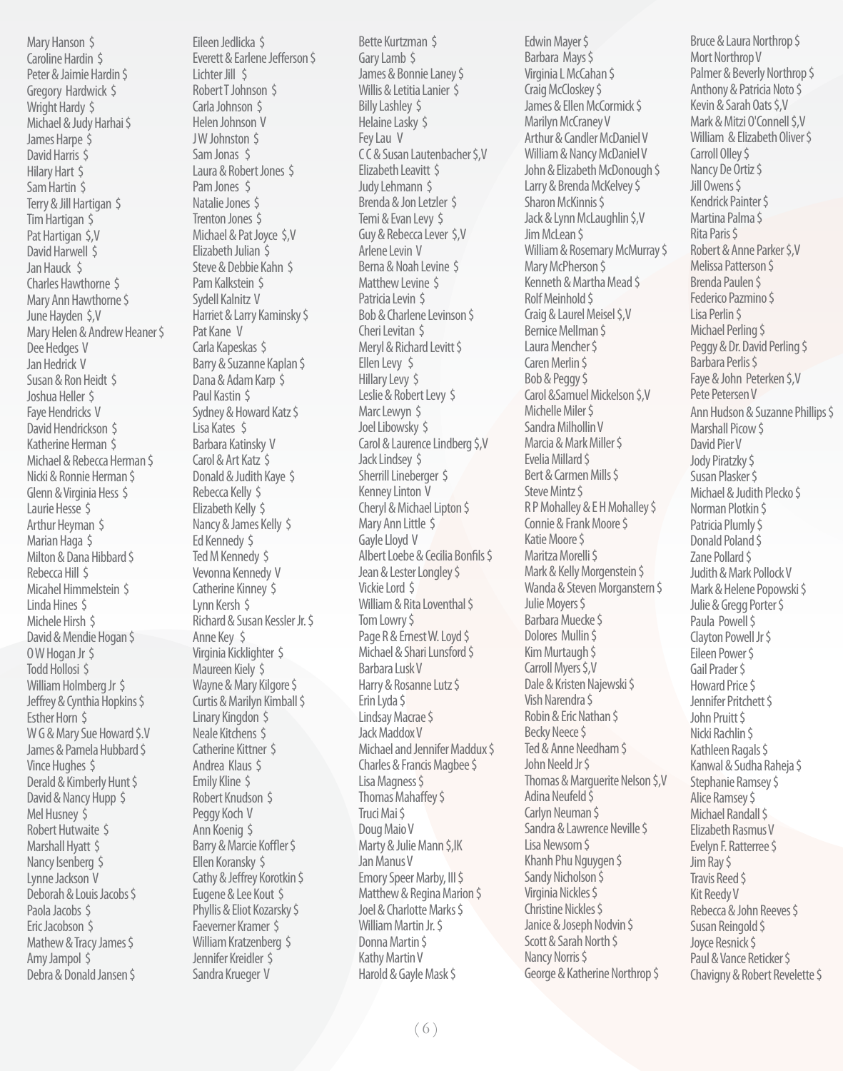Mary Hanson $
Caroline Hardin $
Peter & Jaimie Hardin $
Gregory Hardwick $
Wright Hardy $
Michael & Judy Harhai $
James Harpe $
David Harris $
Hilary Hart $
Sam Hartin $
Terry & Jill Hartigan $
Tim Hartigan $
Pat Hartigan $,V
David Harwell $
Jan Hauck $
Charles Hawthorne $
Mary Ann Hawthorne $
June Hayden $,V
Mary Helen & Andrew Heaner $
Dee Hedges V
Jan Hedrick V
Susan & Ron Heidt $
Joshua Heller $
Faye Hendricks V
David Hendrickson $
Katherine Herman $
Michael & Rebecca Herman $
Nicki & Ronnie Herman $
Glenn & Virginia Hess $
Laurie Hesse $
Arthur Heyman $
Marian Haga $
Milton & Dana Hibbard $
Rebecca Hill $
Micahel Himmelstein $
Linda Hines $
Michele Hirsh $
David & Mendie Hogan $
O W Hogan Jr $
Todd Hollosi $
William Holmberg Jr $
Jeffrey & Cynthia Hopkins $
Esther Horn $
W G & Mary Sue Howard $.V
James & Pamela Hubbard $
Vince Hughes $
Derald & Kimberly Hunt $
David & Nancy Hupp $
Mel Husney $
Robert Hutwaite $
Marshall Hyatt $
Nancy Isenberg $
Lynne Jackson V
Deborah & Louis Jacobs $
Paola Jacobs $
Eric Jacobson $
Mathew & Tracy James $
Amy Jampol $
Debra & Donald Jansen $

Eileen Jedlicka $
Everett & Earlene Jefferson $
Lichter Jill $
Robert T Johnson $
Carla Johnson $
Helen Johnson V
J W Johnston $
Sam Jonas $
Laura & Robert Jones $
Pam Jones $
Natalie Jones $
Trenton Jones $
Michael & Pat Joyce $,V
Elizabeth Julian $
Steve & Debbie Kahn $
Pam Kalkstein $
Sydell Kalnitz V
Harriet & Larry Kaminsky $
Pat Kane V
Carla Kapeskas $
Barry & Suzanne Kaplan $
Dana & Adam Karp $
Paul Kastin $
Sydney & Howard Katz $
Lisa Kates $
Barbara Katinsky V
Carol & Art Katz $
Donald & Judith Kaye $
Rebecca Kelly $
Elizabeth Kelly $
Nancy & James Kelly $
Ed Kennedy $
Ted M Kennedy $
Vevonna Kennedy V
Catherine Kinney $
Lynn Kersh $
Richard & Susan Kessler Jr. $
Anne Key $
Virginia Kicklighter $
Maureen Kiely $
Wayne & Mary Kilgore $
Curtis & Marilyn Kimball $
Linary Kingdon $
Neale Kitchens $
Catherine Kittner $
Andrea Klaus $
Emily Kline $
Robert Knudson $
Peggy Koch V
Ann Koenig $
Barry & Marcie Koffler $
Ellen Koransky $
Cathy & Jeffrey Korotkin $
Eugene & Lee Kout $
Phyllis & Eliot Kozarsky $
Faeverner Kramer $
William Kratzenberg $
Jennifer Kreidler $
Sandra Krueger V

Bette Kurtzman $
Gary Lamb $
James & Bonnie Laney $
Willis & Letitia Lanier $
Billy Lashley $
Helaine Lasky $
Fey Lau V
C C & Susan Lautenbacher $,V
Elizabeth Leavitt $
Judy Lehmann $
Brenda & Jon Letzler $
Temi & Evan Levy $
Guy & Rebecca Lever $,V
Arlene Levin V
Berna & Noah Levine $
Matthew Levine $
Patricia Levin $
Bob & Charlene Levinson $
Cheri Levitan $
Meryl & Richard Levitt $
Ellen Levy $
Hillary Levy $
Leslie & Robert Levy $
Marc Lewyn $
Joel Libowsky $
Carol & Laurence Lindberg $,V
Jack Lindsey $
Sherrill Lineberger $
Kenney Linton V
Cheryl & Michael Lipton $
Mary Ann Little $
Gayle Lloyd V
Albert Loebe & Cecilia Bonfils $
Jean & Lester Longley $
Vickie Lord $
William & Rita Loventhal $
Tom Lowry $
Page R & Ernest W. Loyd $
Michael & Shari Lunsford $
Barbara Lusk V
Harry & Rosanne Lutz $
Erin Lyda $
Lindsay Macrae $
Jack Maddox V
Michael and Jennifer Maddux $
Charles & Francis Magbee $
Lisa Magness $
Thomas Mahaffey $
Truci Mai $
Doug Maio V
Marty & Julie Mann $,IK
Jan Manus V
Emory Speer Marby, III $
Matthew & Regina Marion $
Joel & Charlotte Marks $
William Martin Jr. $
Donna Martin $
Kathy Martin V
Harold & Gayle Mask $

Edwin Mayer $
Barbara Mays $
Virginia L McCahan $
Craig McCloskey $
James & Ellen McCormick $
Marilyn McCraney V
Arthur & Candler McDaniel V
William & Nancy McDaniel V
John & Elizabeth McDonough $
Larry & Brenda McKelvey $
Sharon McKinnis $
Jack & Lynn McLaughlin $,V
Jim McLean $
William & Rosemary McMurray $
Mary McPherson $
Kenneth & Martha Mead $
Rolf Meinhold $
Craig & Laurel Meisel $,V
Bernice Mellman $
Laura Mencher $
Caren Merlin $
Bob & Peggy $
Carol &Samuel Mickelson $,V
Michelle Miler $
Sandra Milhollin V
Marcia & Mark Miller $
Evelia Millard $
Bert & Carmen Mills $
Steve Mintz $
R P Mohalley & E H Mohalley $
Connie & Frank Moore $
Katie Moore $
Maritza Morelli $
Mark & Kelly Morgenstein $
Wanda & Steven Morganstern $
Julie Moyers $
Barbara Muecke $
Dolores Mullin $
Kim Murtaugh $
Carroll Myers $,V
Dale & Kristen Najewski $
Vish Narendra $
Robin & Eric Nathan $
Becky Neece $
Ted & Anne Needham $
John Neeld Jr $
Thomas & Marguerite Nelson $,V
Adina Neufeld $
Carlyn Neuman $
Sandra & Lawrence Neville $
Lisa Newsom $
Khanh Phu Nguygen $
Sandy Nicholson $
Virginia Nickles $
Christine Nickles $
Janice & Joseph Nodvin $
Scott & Sarah North $
Nancy Norris $
George & Katherine Northrop $

Bruce & Laura Northrop $
Mort Northrop V
Palmer & Beverly Northrop $
Anthony & Patricia Noto $
Kevin & Sarah Oats $,V
Mark & Mitzi O'Connell $,V
William & Elizabeth Oliver $
Carroll Olley $
Nancy De Ortiz $
Jill Owens $
Kendrick Painter $
Martina Palma $
Rita Paris $
Robert & Anne Parker $,V
Melissa Patterson $
Brenda Paulen $
Federico Pazmino $
Lisa Perlin $
Michael Perling $
Peggy & Dr. David Perling $
Barbara Perlis $
Faye & John Peterken $,V
Pete Petersen V
Ann Hudson & Suzanne Phillips $
Marshall Picow $
David Pier V
Jody Piratzky $
Susan Plasker $
Michael & Judith Plecko $
Norman Plotkin $
Patricia Plumly $
Donald Poland $
Zane Pollard $
Judith & Mark Pollock V
Mark & Helene Popowski $
Julie & Gregg Porter $
Paula Powell $
Clayton Powell Jr $
Eileen Power $
Gail Prader $
Howard Price $
Jennifer Pritchett $
John Pruitt $
Nicki Rachlin $
Kathleen Ragals $
Kanwal & Sudha Raheja $
Stephanie Ramsey $
Alice Ramsey $
Michael Randall $
Elizabeth Rasmus V
Evelyn F. Ratterree $
Jim Ray $
Travis Reed $
Kit Reedy V
Rebecca & John Reeves $
Susan Reingold $
Joyce Resnick $
Paul & Vance Reticker $
Chavigny & Robert Revelette $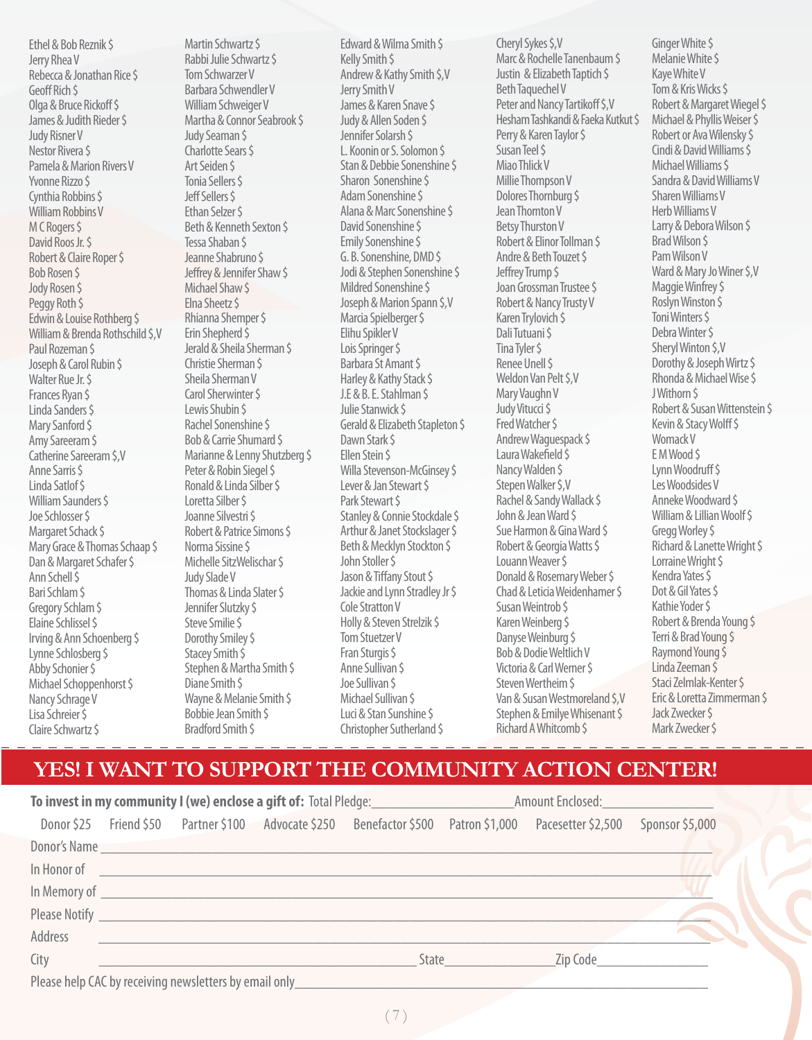Ethel & Bob Reznik $
Jerry Rhea V
Rebecca & Jonathan Rice $
Geoff Rich $
Olga & Bruce Rickoff $
James & Judith Rieder $
Judy Risner V
Nestor Rivera $
Pamela & Marion Rivers V
Yvonne Rizzo $
Cynthia Robbins $
William Robbins V
M C Rogers $
David Roos Jr. $
Robert & Claire Roper $
Bob Rosen $
Jody Rosen $
Peggy Roth $
Edwin & Louise Rothberg $
William & Brenda Rothschild $,V
Paul Rozeman $
Joseph & Carol Rubin $
Walter Rue Jr. $
Frances Ryan $
Linda Sanders $
Mary Sanford $
Amy Sareeram $
Catherine Sareeram $,V
Anne Sarris $
Linda Satlof $
William Saunders $
Joe Schlosser $
Margaret Schack $
Mary Grace & Thomas Schaap $
Dan & Margaret Schafer $
Ann Schell $
Bari Schlam $
Gregory Schlam $
Elaine Schlissel $
Irving & Ann Schoenberg $
Lynne Schlosberg $
Abby Schonier $
Michael Schoppenhorst $
Nancy Schrage V
Lisa Schreier $
Claire Schwartz $

Martin Schwartz $
Rabbi Julie Schwartz $
Tom Schwarzer V
Barbara Schwendler V
William Schweiger V
Martha & Connor Seabrook $
Judy Seaman $
Charlotte Sears $
Art Seiden $
Tonia Sellers $
Jeff Sellers $
Ethan Selzer $
Beth & Kenneth Sexton $
Tessa Shaban $
Jeanne Shabruno $
Jeffrey & Jennifer Shaw $
Michael Shaw $
Elna Sheetz $
Rhianna Shemper $
Erin Shepherd $
Jerald & Sheila Sherman $
Christie Sherman $
Sheila Sherman V
Carol Sherwinter $
Lewis Shubin $
Rachel Sonenshine $
Bob & Carrie Shumard $
Marianne & Lenny Shutzberg $
Peter & Robin Siegel $
Ronald & Linda Silber $
Loretta Silber $
Joanne Silvestri $
Robert & Patrice Simons $
Norma Sissine $
Michelle SitzWelischar $
Judy Slade V
Thomas & Linda Slater $
Jennifer Slutzky $
Steve Smilie $
Dorothy Smiley $
Stacey Smith $
Stephen & Martha Smith $
Diane Smith $
Wayne & Melanie Smith $
Bobbie Jean Smith $
Bradford Smith $

Edward & Wilma Smith $
Kelly Smith $
Andrew & Kathy Smith $,V
Jerry Smith V
James & Karen Snave $
Judy & Allen Soden $
Jennifer Solarsh $
L. Koonin or S. Solomon $
Stan & Debbie Sonenshine $
Sharon Sonenshine $
Adam Sonenshine $
Alana & Marc Sonenshine $
David Sonenshine $
Emily Sonenshine $
G. B. Sonenshine, DMD $
Jodi & Stephen Sonenshine $
Mildred Sonenshine $
Joseph & Marion Spann $,V
Marcia Spielberger $
Elihu Spikler V
Lois Springer $
Barbara St Amant $
Harley & Kathy Stack $
J.E & B. E. Stahlman $
Julie Stanwick $
Gerald & Elizabeth Stapleton $
Dawn Stark $
Ellen Stein $
Willa Stevenson-McGinsey $
Lever & Jan Stewart $
Park Stewart $
Stanley & Connie Stockdale $
Arthur & Janet Stockslager $
Beth & Mecklyn Stockton $
John Stoller $
Jason & Tiffany Stout $
Jackie and Lynn Stradley Jr $
Cole Stratton V
Holly & Steven Strelzik $
Tom Stuetzer V
Fran Sturgis $
Anne Sullivan $
Joe Sullivan $
Michael Sullivan $
Luci & Stan Sunshine $
Christopher Sutherland $

Cheryl Sykes $,V
Marc & Rochelle Tanenbaum $
Justin & Elizabeth Taptich $
Beth Taquechel V
Peter and Nancy Tartikoff $,V
Hesham Tashkandi & Faeka Kutkut $
Perry & Karen Taylor $
Susan Teel $
Miao Thlick V
Millie Thompson V
Dolores Thornburg $
Jean Thornton V
Betsy Thurston V
Robert & Elinor Tollman $
Andre & Beth Touzet $
Jeffrey Trump $
Joan Grossman Trustee $
Robert & Nancy Trusty V
Karen Trylovich $
Dali Tutuani $
Tina Tyler $
Renee Unell $
Weldon Van Pelt $,V
Mary Vaughn V
Judy Vitucci $
Fred Watcher $
Andrew Waguespack $
Laura Wakefield $
Nancy Walden $
Stepen Walker $,V
Rachel & Sandy Wallack $
John & Jean Ward $
Sue Harmon & Gina Ward $
Robert & Georgia Watts $
Louann Weaver $
Donald & Rosemary Weber $
Chad & Leticia Weidenhamer $
Susan Weintrob $
Karen Weinberg $
Danyse Weinburg $
Bob & Dodie Weltlich V
Victoria & Carl Werner $
Steven Wertheim $
Van & Susan Westmoreland $,V
Stephen & Emilye Whisenant $
Richard A Whitcomb $

Ginger White $
Melanie White $
Kaye White V
Tom & Kris Wicks $
Robert & Margaret Wiegel $
Michael & Phyllis Weiser $
Robert or Ava Wilensky $
Cindi & David Williams $
Michael Williams $
Sandra & David Williams V
Sharen Williams V
Herb Williams V
Larry & Debora Wilson $
Brad Wilson $
Pam Wilson V
Ward & Mary Jo Winer $,V
Maggie Winfrey $
Roslyn Winston $
Toni Winters $
Debra Winter $
Sheryl Winton $,V
Dorothy & Joseph Wirtz $
Rhonda & Michael Wise $
J Withorn $
Robert & Susan Wittenstein $
Kevin & Stacy Wolff $
Womack V
E M Wood $
Lynn Woodruff $
Les Woodsides V
Anneke Woodward $
William & Lillian Woolf $
Gregg Worley $
Richard & Lanette Wright $
Lorraine Wright $
Kendra Yates $
Dot & Gil Yates $
Kathie Yoder $
Robert & Brenda Young $
Terri & Brad Young $
Raymond Young $
Linda Zeeman $
Staci Zelmlak-Kenter $
Eric & Loretta Zimmerman $
Jack Zwecker $
Mark Zwecker $

## YES! I WANT TO SUPPORT THE COMMUNITY ACTION CENTER!

**To invest in my community I (we) enclose a gift of:** Total Pledge:____________________ Amount Enclosed:________________

Donor $25 Friend $50 Partner $100 Advocate $250 Benefactor $500 Patron $1,000 Pacesetter $2,500 Sponsor $5,000

Donor's Name ____________________________________________

In Honor of ____________________________________________

In Memory of ____________________________________________

Please Notify ____________________________________________

Address ____________________________________________

City ______________________________ State________________ Zip Code________________

Please help CAC by receiving newsletters by email only________________________________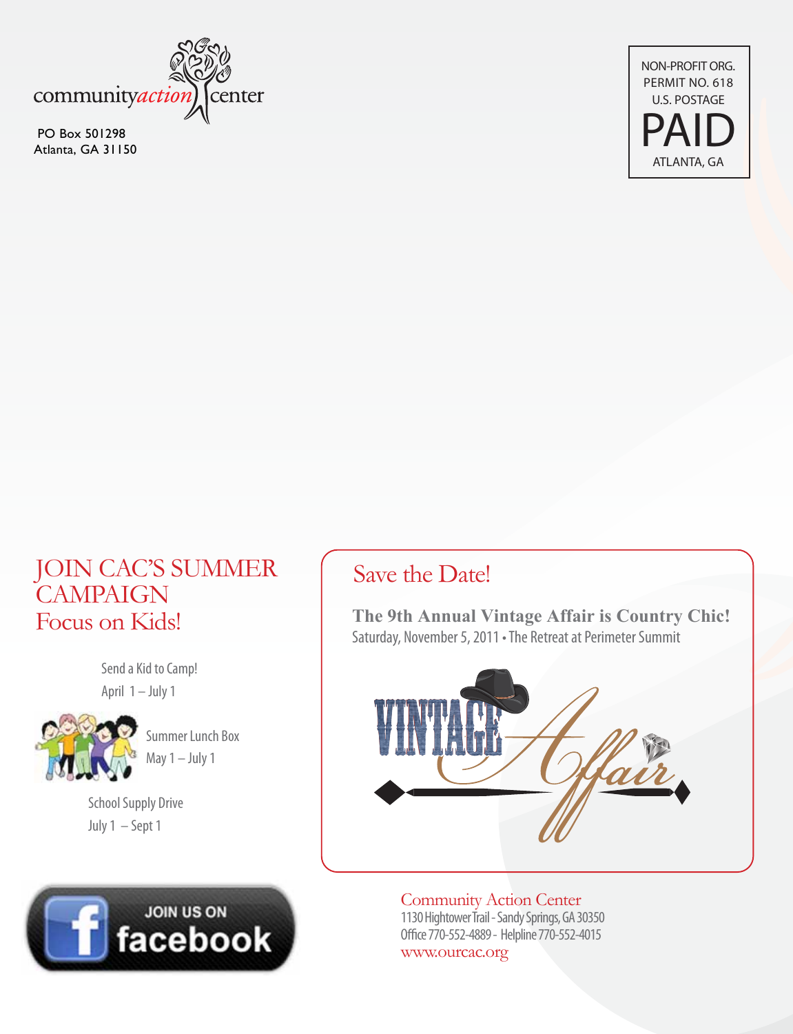communityaction center

PO Box 501298
Atlanta, GA 31150

NON-PROFIT ORG.
PERMIT NO. 618
U.S. POSTAGE
PAID
ATLANTA, GA

## JOIN CAC'S SUMMER CAMPAIGN
## Focus on Kids!

Send a Kid to Camp!
April 1 – July 1

Summer Lunch Box
May 1 – July 1

School Supply Drive
July 1 – Sept 1

JOIN US ON facebook

## Save the Date!

**The 9th Annual Vintage Affair is Country Chic!**
Saturday, November 5, 2011 • The Retreat at Perimeter Summit

VINTAGE Affair

Community Action Center
1130 Hightower Trail - Sandy Springs, GA 30350
Office 770-552-4889 - Helpline 770-552-4015
www.ourcac.org